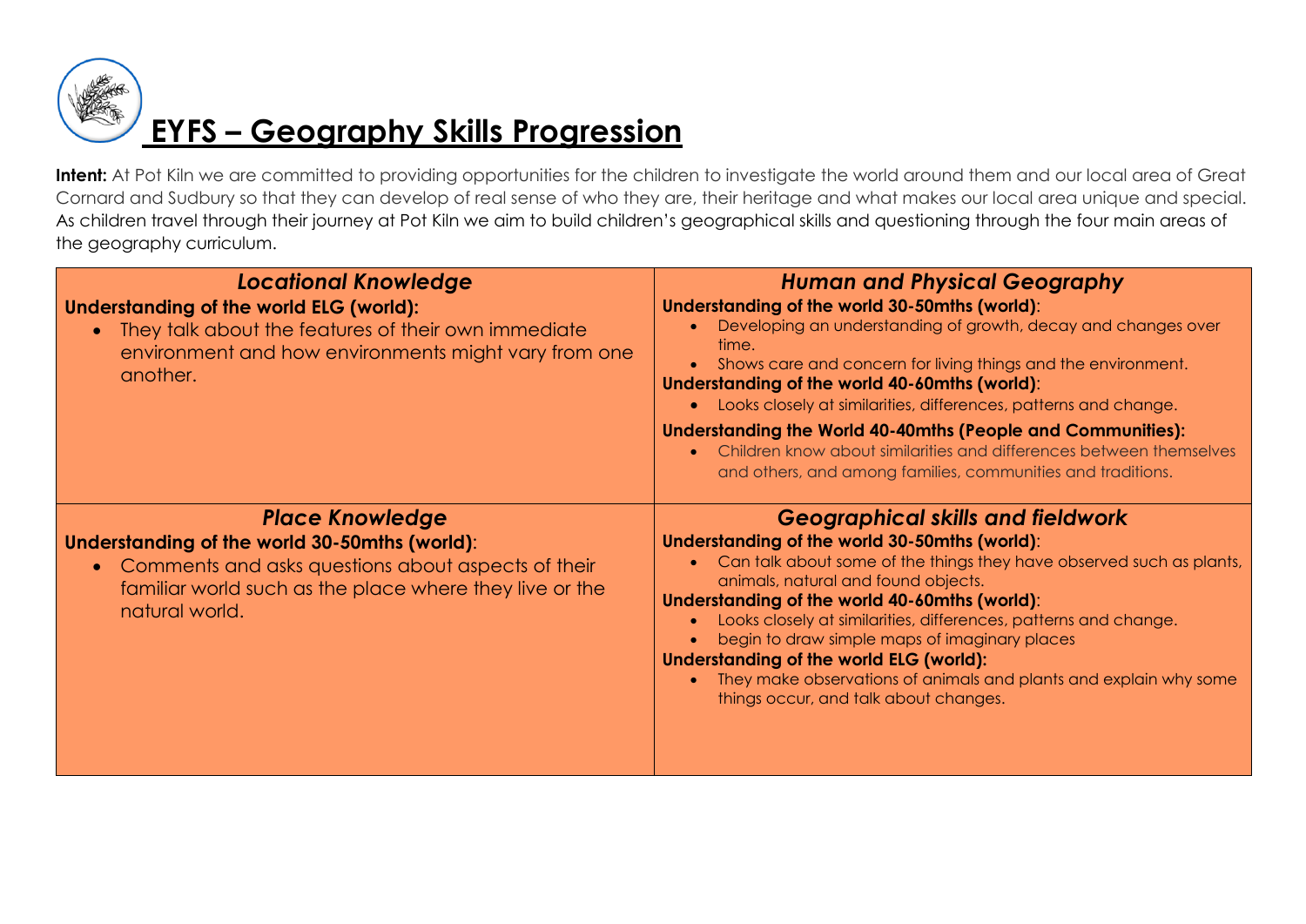# EYFS – Geography Skills Progression

**Intent:** At Pot Kiln we are committed to providing opportunities for the children to investigate the world around them and our local area of Great Cornard and Sudbury so that they can develop of real sense of who they are, their heritage and what makes our local area unique and special. As children travel through their journey at Pot Kiln we aim to build children's geographical skills and questioning through the four main areas of the geography curriculum.

| *Locational Knowledge* | *Human and Physical Geography* |
|---|---|
| **Understanding of the world ELG (world):**<br>• They talk about the features of their own immediate environment and how environments might vary from one another. | **Understanding of the world 30-50mths (world)**:<br>• Developing an understanding of growth, decay and changes over time.<br>• Shows care and concern for living things and the environment.<br>**Understanding of the world 40-60mths (world)**:<br>• Looks closely at similarities, differences, patterns and change.<br>**Understanding the World 40-40mths (People and Communities):**<br>• Children know about similarities and differences between themselves and others, and among families, communities and traditions. |
| ***Place Knowledge*** | ***Geographical skills and fieldwork*** |
| **Understanding of the world 30-50mths (world)**:<br>• Comments and asks questions about aspects of their familiar world such as the place where they live or the natural world. | **Understanding of the world 30-50mths (world)**:<br>• Can talk about some of the things they have observed such as plants, animals, natural and found objects.<br>**Understanding of the world 40-60mths (world)**:<br>• Looks closely at similarities, differences, patterns and change.<br>• begin to draw simple maps of imaginary places<br>**Understanding of the world ELG (world):**<br>• They make observations of animals and plants and explain why some things occur, and talk about changes. |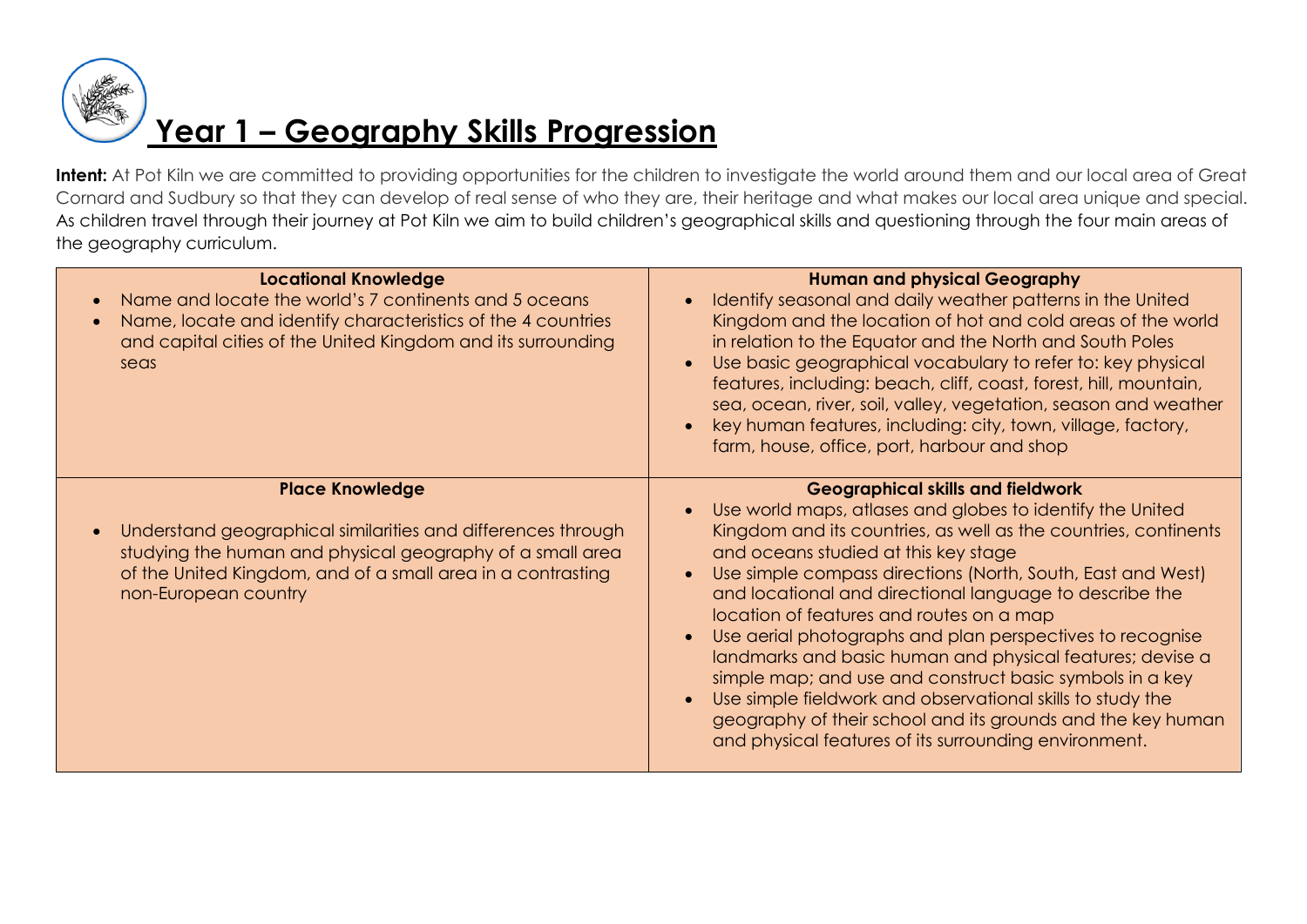# Year 1 – Geography Skills Progression

**Intent:** At Pot Kiln we are committed to providing opportunities for the children to investigate the world around them and our local area of Great Cornard and Sudbury so that they can develop of real sense of who they are, their heritage and what makes our local area unique and special. As children travel through their journey at Pot Kiln we aim to build children's geographical skills and questioning through the four main areas of the geography curriculum.

| **Locational Knowledge** | **Human and physical Geography** |
|---|---|
| • Name and locate the world's 7 continents and 5 oceans<br>• Name, locate and identify characteristics of the 4 countries and capital cities of the United Kingdom and its surrounding seas | • Identify seasonal and daily weather patterns in the United Kingdom and the location of hot and cold areas of the world in relation to the Equator and the North and South Poles<br>• Use basic geographical vocabulary to refer to: key physical features, including: beach, cliff, coast, forest, hill, mountain, sea, ocean, river, soil, valley, vegetation, season and weather<br>• key human features, including: city, town, village, factory, farm, house, office, port, harbour and shop |
| **Place Knowledge** | **Geographical skills and fieldwork** |
| • Understand geographical similarities and differences through studying the human and physical geography of a small area of the United Kingdom, and of a small area in a contrasting non-European country | • Use world maps, atlases and globes to identify the United Kingdom and its countries, as well as the countries, continents and oceans studied at this key stage<br>• Use simple compass directions (North, South, East and West) and locational and directional language to describe the location of features and routes on a map<br>• Use aerial photographs and plan perspectives to recognise landmarks and basic human and physical features; devise a simple map; and use and construct basic symbols in a key<br>• Use simple fieldwork and observational skills to study the geography of their school and its grounds and the key human and physical features of its surrounding environment. |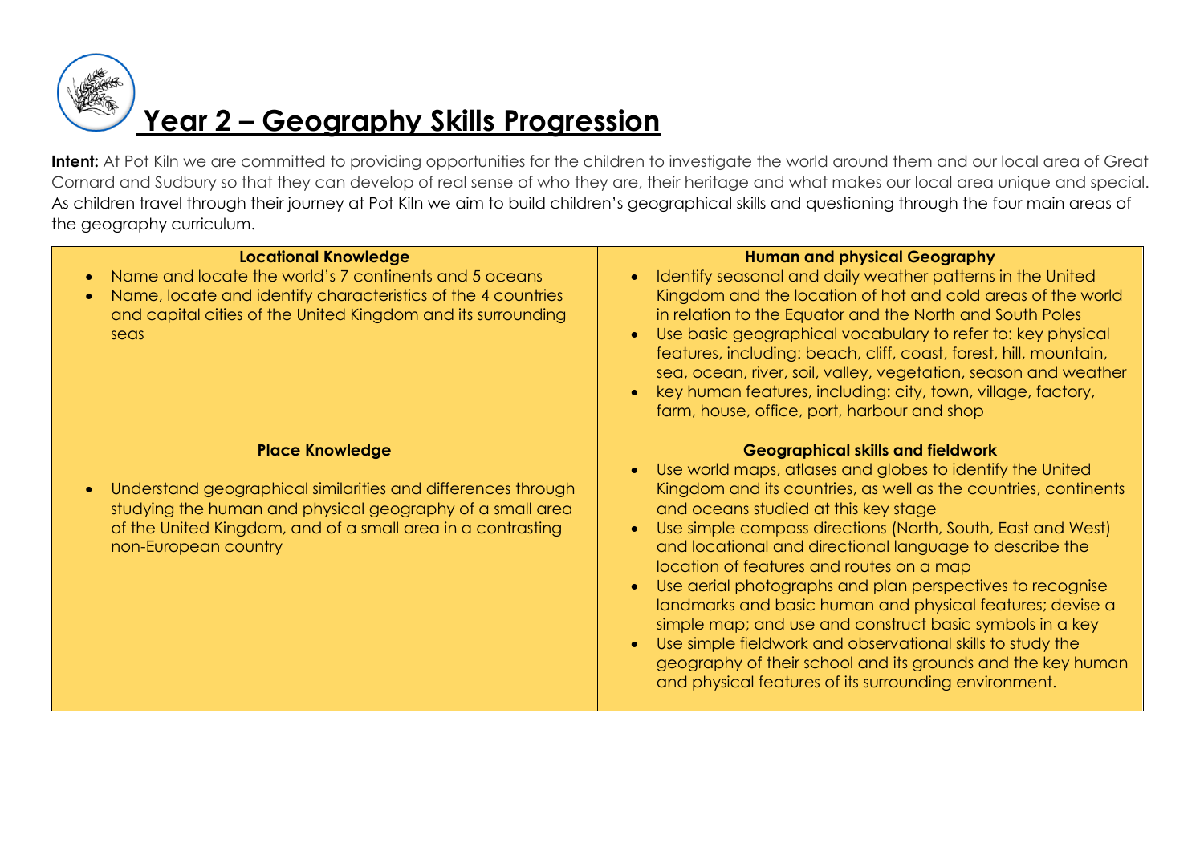# Year 2 – Geography Skills Progression

**Intent:** At Pot Kiln we are committed to providing opportunities for the children to investigate the world around them and our local area of Great Cornard and Sudbury so that they can develop of real sense of who they are, their heritage and what makes our local area unique and special. As children travel through their journey at Pot Kiln we aim to build children's geographical skills and questioning through the four main areas of the geography curriculum.

| **Locational Knowledge** | **Human and physical Geography** |
|---|---|
| • Name and locate the world's 7 continents and 5 oceans<br>• Name, locate and identify characteristics of the 4 countries and capital cities of the United Kingdom and its surrounding seas | • Identify seasonal and daily weather patterns in the United Kingdom and the location of hot and cold areas of the world in relation to the Equator and the North and South Poles<br>• Use basic geographical vocabulary to refer to: key physical features, including: beach, cliff, coast, forest, hill, mountain, sea, ocean, river, soil, valley, vegetation, season and weather<br>• key human features, including: city, town, village, factory, farm, house, office, port, harbour and shop |
| **Place Knowledge** | **Geographical skills and fieldwork** |
| • Understand geographical similarities and differences through studying the human and physical geography of a small area of the United Kingdom, and of a small area in a contrasting non-European country | • Use world maps, atlases and globes to identify the United Kingdom and its countries, as well as the countries, continents and oceans studied at this key stage<br>• Use simple compass directions (North, South, East and West) and locational and directional language to describe the location of features and routes on a map<br>• Use aerial photographs and plan perspectives to recognise landmarks and basic human and physical features; devise a simple map; and use and construct basic symbols in a key<br>• Use simple fieldwork and observational skills to study the geography of their school and its grounds and the key human and physical features of its surrounding environment. |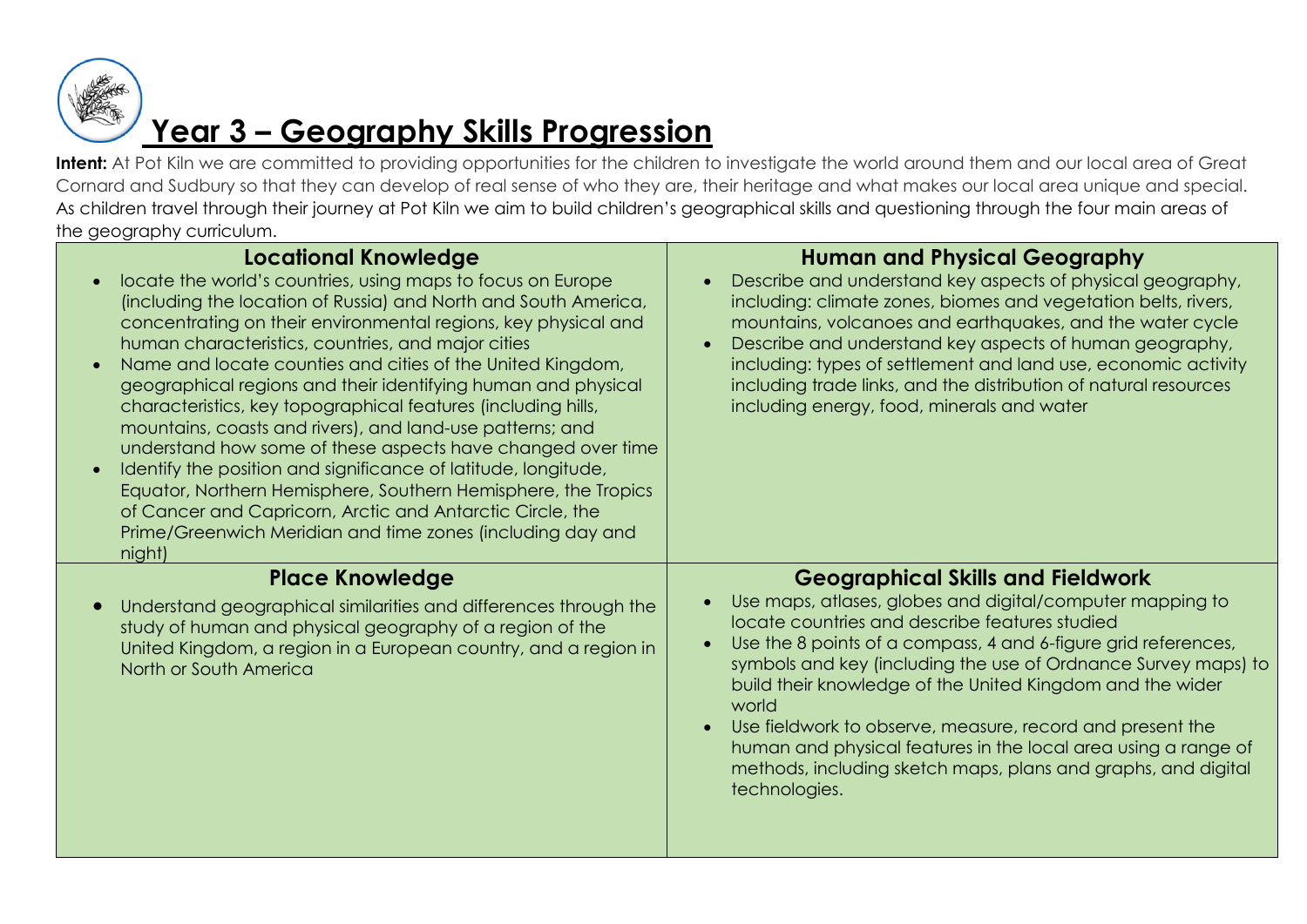# Year 3 – Geography Skills Progression

**Intent:** At Pot Kiln we are committed to providing opportunities for the children to investigate the world around them and our local area of Great Cornard and Sudbury so that they can develop of real sense of who they are, their heritage and what makes our local area unique and special. As children travel through their journey at Pot Kiln we aim to build children's geographical skills and questioning through the four main areas of the geography curriculum.

## Locational Knowledge

- locate the world's countries, using maps to focus on Europe (including the location of Russia) and North and South America, concentrating on their environmental regions, key physical and human characteristics, countries, and major cities
- Name and locate counties and cities of the United Kingdom, geographical regions and their identifying human and physical characteristics, key topographical features (including hills, mountains, coasts and rivers), and land-use patterns; and understand how some of these aspects have changed over time
- Identify the position and significance of latitude, longitude, Equator, Northern Hemisphere, Southern Hemisphere, the Tropics of Cancer and Capricorn, Arctic and Antarctic Circle, the Prime/Greenwich Meridian and time zones (including day and night)

## Human and Physical Geography

- Describe and understand key aspects of physical geography, including: climate zones, biomes and vegetation belts, rivers, mountains, volcanoes and earthquakes, and the water cycle
- Describe and understand key aspects of human geography, including: types of settlement and land use, economic activity including trade links, and the distribution of natural resources including energy, food, minerals and water

## Place Knowledge

- Understand geographical similarities and differences through the study of human and physical geography of a region of the United Kingdom, a region in a European country, and a region in North or South America

## Geographical Skills and Fieldwork

- Use maps, atlases, globes and digital/computer mapping to locate countries and describe features studied
- Use the 8 points of a compass, 4 and 6-figure grid references, symbols and key (including the use of Ordnance Survey maps) to build their knowledge of the United Kingdom and the wider world
- Use fieldwork to observe, measure, record and present the human and physical features in the local area using a range of methods, including sketch maps, plans and graphs, and digital technologies.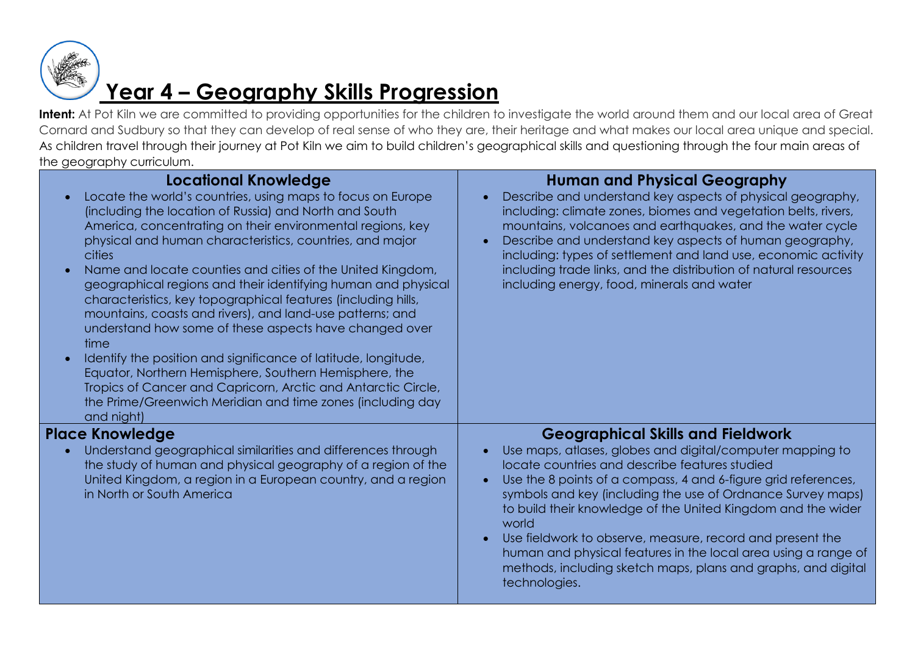# Year 4 – Geography Skills Progression

**Intent:** At Pot Kiln we are committed to providing opportunities for the children to investigate the world around them and our local area of Great Cornard and Sudbury so that they can develop of real sense of who they are, their heritage and what makes our local area unique and special. As children travel through their journey at Pot Kiln we aim to build children's geographical skills and questioning through the four main areas of the geography curriculum.

| **Locational Knowledge** | **Human and Physical Geography** |
| --- | --- |
| • Locate the world's countries, using maps to focus on Europe (including the location of Russia) and North and South America, concentrating on their environmental regions, key physical and human characteristics, countries, and major cities<br>• Name and locate counties and cities of the United Kingdom, geographical regions and their identifying human and physical characteristics, key topographical features (including hills, mountains, coasts and rivers), and land-use patterns; and understand how some of these aspects have changed over time<br>• Identify the position and significance of latitude, longitude, Equator, Northern Hemisphere, Southern Hemisphere, the Tropics of Cancer and Capricorn, Arctic and Antarctic Circle, the Prime/Greenwich Meridian and time zones (including day and night) | • Describe and understand key aspects of physical geography, including: climate zones, biomes and vegetation belts, rivers, mountains, volcanoes and earthquakes, and the water cycle<br>• Describe and understand key aspects of human geography, including: types of settlement and land use, economic activity including trade links, and the distribution of natural resources including energy, food, minerals and water |
| **Place Knowledge** | **Geographical Skills and Fieldwork** |
| • Understand geographical similarities and differences through the study of human and physical geography of a region of the United Kingdom, a region in a European country, and a region in North or South America | • Use maps, atlases, globes and digital/computer mapping to locate countries and describe features studied<br>• Use the 8 points of a compass, 4 and 6-figure grid references, symbols and key (including the use of Ordnance Survey maps) to build their knowledge of the United Kingdom and the wider world<br>• Use fieldwork to observe, measure, record and present the human and physical features in the local area using a range of methods, including sketch maps, plans and graphs, and digital technologies. |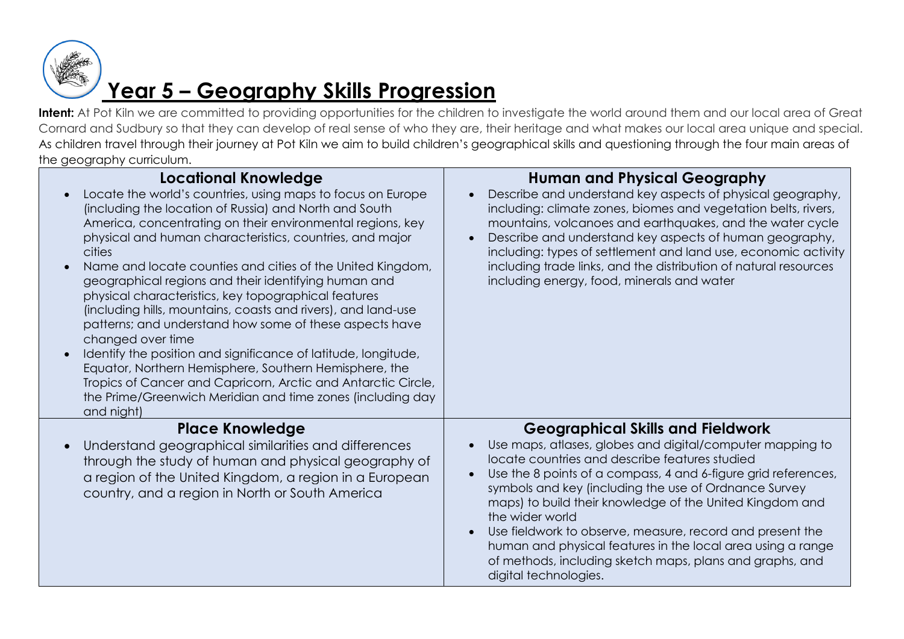# Year 5 – Geography Skills Progression

**Intent:** At Pot Kiln we are committed to providing opportunities for the children to investigate the world around them and our local area of Great Cornard and Sudbury so that they can develop of real sense of who they are, their heritage and what makes our local area unique and special. As children travel through their journey at Pot Kiln we aim to build children's geographical skills and questioning through the four main areas of the geography curriculum.

| Locational Knowledge | Human and Physical Geography |
| --- | --- |
| • Locate the world's countries, using maps to focus on Europe (including the location of Russia) and North and South America, concentrating on their environmental regions, key physical and human characteristics, countries, and major cities<br>• Name and locate counties and cities of the United Kingdom, geographical regions and their identifying human and physical characteristics, key topographical features (including hills, mountains, coasts and rivers), and land-use patterns; and understand how some of these aspects have changed over time<br>• Identify the position and significance of latitude, longitude, Equator, Northern Hemisphere, Southern Hemisphere, the Tropics of Cancer and Capricorn, Arctic and Antarctic Circle, the Prime/Greenwich Meridian and time zones (including day and night) | • Describe and understand key aspects of physical geography, including: climate zones, biomes and vegetation belts, rivers, mountains, volcanoes and earthquakes, and the water cycle<br>• Describe and understand key aspects of human geography, including: types of settlement and land use, economic activity including trade links, and the distribution of natural resources including energy, food, minerals and water |
| **Place Knowledge** | **Geographical Skills and Fieldwork** |
| • Understand geographical similarities and differences through the study of human and physical geography of a region of the United Kingdom, a region in a European country, and a region in North or South America | • Use maps, atlases, globes and digital/computer mapping to locate countries and describe features studied<br>• Use the 8 points of a compass, 4 and 6-figure grid references, symbols and key (including the use of Ordnance Survey maps) to build their knowledge of the United Kingdom and the wider world<br>• Use fieldwork to observe, measure, record and present the human and physical features in the local area using a range of methods, including sketch maps, plans and graphs, and digital technologies. |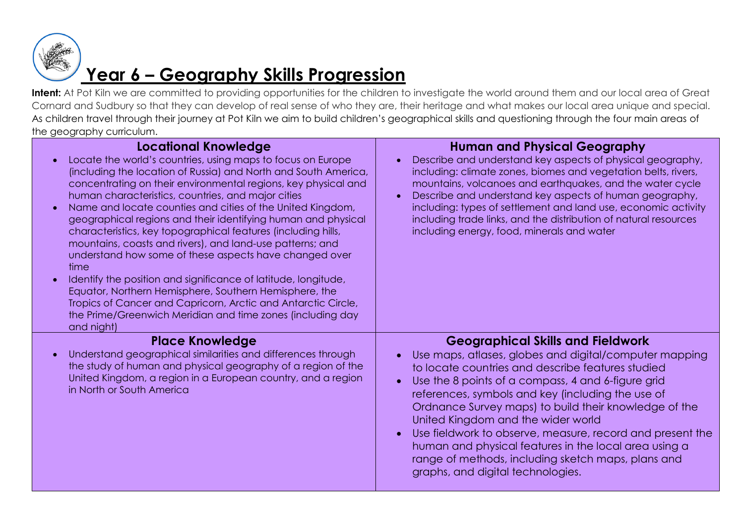# Year 6 – Geography Skills Progression

**Intent:** At Pot Kiln we are committed to providing opportunities for the children to investigate the world around them and our local area of Great Cornard and Sudbury so that they can develop of real sense of who they are, their heritage and what makes our local area unique and special. As children travel through their journey at Pot Kiln we aim to build children's geographical skills and questioning through the four main areas of the geography curriculum.

### Locational Knowledge

- Locate the world's countries, using maps to focus on Europe (including the location of Russia) and North and South America, concentrating on their environmental regions, key physical and human characteristics, countries, and major cities
- Name and locate counties and cities of the United Kingdom, geographical regions and their identifying human and physical characteristics, key topographical features (including hills, mountains, coasts and rivers), and land-use patterns; and understand how some of these aspects have changed over time
- Identify the position and significance of latitude, longitude, Equator, Northern Hemisphere, Southern Hemisphere, the Tropics of Cancer and Capricorn, Arctic and Antarctic Circle, the Prime/Greenwich Meridian and time zones (including day and night)

### Human and Physical Geography

- Describe and understand key aspects of physical geography, including: climate zones, biomes and vegetation belts, rivers, mountains, volcanoes and earthquakes, and the water cycle
- Describe and understand key aspects of human geography, including: types of settlement and land use, economic activity including trade links, and the distribution of natural resources including energy, food, minerals and water

### Place Knowledge

- Understand geographical similarities and differences through the study of human and physical geography of a region of the United Kingdom, a region in a European country, and a region in North or South America

### Geographical Skills and Fieldwork

- Use maps, atlases, globes and digital/computer mapping to locate countries and describe features studied
- Use the 8 points of a compass, 4 and 6-figure grid references, symbols and key (including the use of Ordnance Survey maps) to build their knowledge of the United Kingdom and the wider world
- Use fieldwork to observe, measure, record and present the human and physical features in the local area using a range of methods, including sketch maps, plans and graphs, and digital technologies.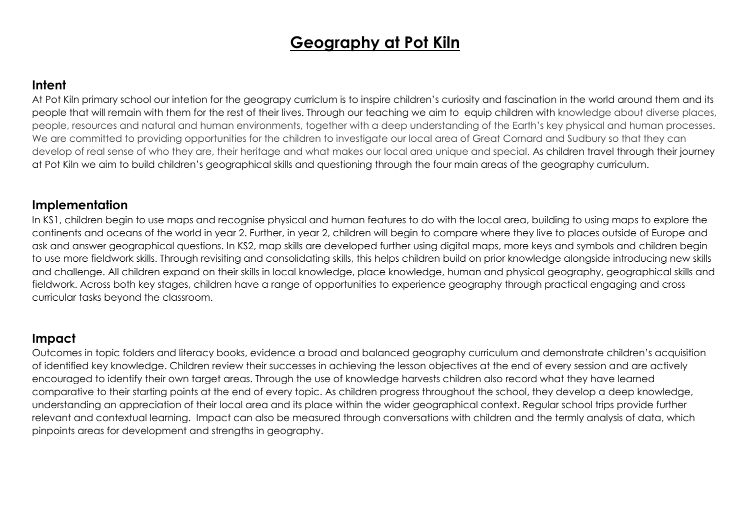# Geography at Pot Kiln

## Intent

At Pot Kiln primary school our intetion for the geograpy curriclum is to inspire children's curiosity and fascination in the world around them and its people that will remain with them for the rest of their lives. Through our teaching we aim to equip children with knowledge about diverse places, people, resources and natural and human environments, together with a deep understanding of the Earth's key physical and human processes. We are committed to providing opportunities for the children to investigate our local area of Great Cornard and Sudbury so that they can develop of real sense of who they are, their heritage and what makes our local area unique and special. As children travel through their journey at Pot Kiln we aim to build children's geographical skills and questioning through the four main areas of the geography curriculum.

## Implementation

In KS1, children begin to use maps and recognise physical and human features to do with the local area, building to using maps to explore the continents and oceans of the world in year 2. Further, in year 2, children will begin to compare where they live to places outside of Europe and ask and answer geographical questions. In KS2, map skills are developed further using digital maps, more keys and symbols and children begin to use more fieldwork skills. Through revisiting and consolidating skills, this helps children build on prior knowledge alongside introducing new skills and challenge. All children expand on their skills in local knowledge, place knowledge, human and physical geography, geographical skills and fieldwork. Across both key stages, children have a range of opportunities to experience geography through practical engaging and cross curricular tasks beyond the classroom.

## Impact

Outcomes in topic folders and literacy books, evidence a broad and balanced geography curriculum and demonstrate children's acquisition of identified key knowledge. Children review their successes in achieving the lesson objectives at the end of every session and are actively encouraged to identify their own target areas. Through the use of knowledge harvests children also record what they have learned comparative to their starting points at the end of every topic. As children progress throughout the school, they develop a deep knowledge, understanding an appreciation of their local area and its place within the wider geographical context. Regular school trips provide further relevant and contextual learning. Impact can also be measured through conversations with children and the termly analysis of data, which pinpoints areas for development and strengths in geography.